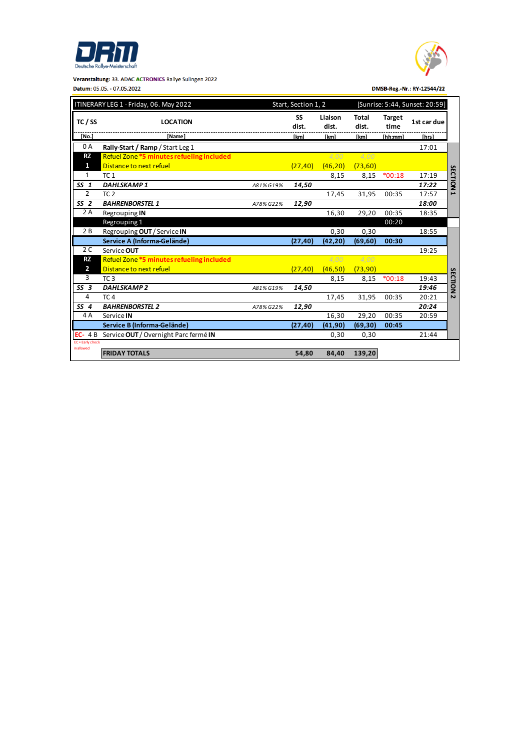DRM Deutsche Rallye-Meisterschaft

**Veranstaltung:** 33. ADAC ACTRONICS Rallye Sulingen 2022

**Datum:** 05.05. - 07.05.2022

**DMSB-Reg.-Nr.:** RY-12544/22

| ITINERARY LEG 1 - Friday, 06. May 2022 | | | Start, Section 1, 2 | | | [Sunrise: 5:44, Sunset: 20:59] | | |
|---|---|---|---|---|---|---|---|---|
| TC / SS | LOCATION | | SS dist. | Liaison dist. | Total dist. | Target time | 1st car due | |
| [No.] | [Name] | | [km] | [km] | [km] | [hh:mm] | [hrs] | |
| 0 A | **Rally-Start / Ramp** / Start Leg 1 | | | | | | 17:01 | SECTION 1 |
| **RZ 1** | Refuel Zone ***5 minutes refueling included** | | | 4,00 | 4,00 | | | |
| | Distance to next refuel | | (27,40) | (46,20) | (73,60) | | | |
| 1 | TC 1 | | | 8,15 | 8,15 | *00:18 | 17:19 | |
| ***SS 1*** | ***DAHLSKAMP 1*** | *A81% G19%* | ***14,50*** | | | | ***17:22*** | |
| 2 | TC 2 | | | 17,45 | 31,95 | 00:35 | 17:57 | |
| ***SS 2*** | ***BAHRENBORSTEL 1*** | *A78% G22%* | ***12,90*** | | | | ***18:00*** | |
| 2 A | Regrouping **IN** | | | 16,30 | 29,20 | 00:35 | 18:35 | |
| | Regrouping 1 | | | | | 00:20 | | |
| 2 B | Regrouping **OUT** / Service **IN** | | | 0,30 | 0,30 | | 18:55 | SECTION 2 |
| | **Service A (Informa-Gelände)** | | **(27,40)** | **(42,20)** | **(69,60)** | **00:30** | | |
| 2 C | Service **OUT** | | | | | | 19:25 | |
| **RZ 2** | Refuel Zone ***5 minutes refueling included** | | | 4,00 | 4,00 | | | |
| | Distance to next refuel | | (27,40) | (46,50) | (73,90) | | | |
| 3 | TC 3 | | | 8,15 | 8,15 | *00:18 | 19:43 | |
| ***SS 3*** | ***DAHLSKAMP 2*** | *A81% G19%* | ***14,50*** | | | | ***19:46*** | |
| 4 | TC 4 | | | 17,45 | 31,95 | 00:35 | 20:21 | |
| ***SS 4*** | ***BAHRENBORSTEL 2*** | *A78% G22%* | ***12,90*** | | | | ***20:24*** | |
| 4 A | Service **IN** | | | 16,30 | 29,20 | 00:35 | 20:59 | |
| | **Service B (Informa-Gelände)** | | **(27,40)** | **(41,90)** | **(69,30)** | **00:45** | | |
| EC- 4 B | Service **OUT** / Overnight Parc fermé **IN** | | | 0,30 | 0,30 | | 21:44 | |
| EC = Early check in allowed | **FRIDAY TOTALS** | | **54,80** | **84,40** | **139,20** | | | |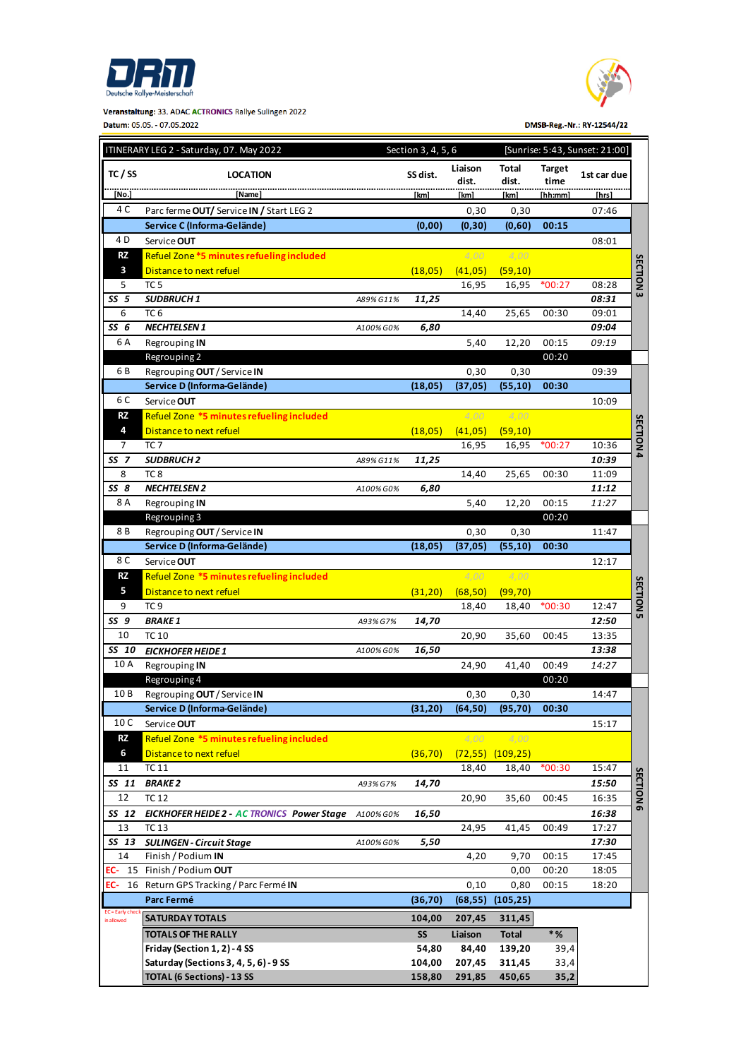**DRM** Deutsche Rallye-Meisterschaft

Veranstaltung: 33. ADAC ACTRONICS Rallye Sulingen 2022

Datum: 05.05. - 07.05.2022

DMSB-Reg.-Nr.: RY-12544/22

| ITINERARY LEG 2 - Saturday, 07. May 2022 | | | Section 3, 4, 5, 6 | | | [Sunrise: 5:43, Sunset: 21:00] | | |
|---|---|---|---|---|---|---|---|---|
| TC / SS [No.] | LOCATION [Name] | | SS dist. [km] | Liaison dist. [km] | Total dist. [km] | Target time [hh:mm] | 1st car due [hrs] | |
| 4 C | Parc ferme **OUT**/ Service **IN** / Start LEG 2 | | | 0,30 | 0,30 | | 07:46 | SECTION 3 |
| | **Service C (Informa-Gelände)** | | **(0,00)** | **(0,30)** | **(0,60)** | **00:15** | | |
| 4 D | Service **OUT** | | | | | | 08:01 | |
| RZ | Refuel Zone *5 minutes refueling included | | | 4,00 | 4,00 | | | |
| 3 | Distance to next refuel | | (18,05) | (41,05) | (59,10) | | | |
| 5 | TC 5 | | | 16,95 | 16,95 | *00:27 | 08:28 | |
| SS 5 | ***SUDBRUCH 1*** | A89% G11% | 11,25 | | | | ***08:31*** | |
| 6 | TC 6 | | | 14,40 | 25,65 | 00:30 | 09:01 | |
| SS 6 | ***NECHTELSEN 1*** | A100% G0% | 6,80 | | | | ***09:04*** | |
| 6 A | Regrouping **IN** | | | 5,40 | 12,20 | 00:15 | *09:19* | |
| | Regrouping 2 | | | | | 00:20 | | |
| 6 B | Regrouping **OUT** / Service **IN** | | | 0,30 | 0,30 | | 09:39 | SECTION 4 |
| | **Service D (Informa-Gelände)** | | **(18,05)** | **(37,05)** | **(55,10)** | **00:30** | | |
| 6 C | Service **OUT** | | | | | | 10:09 | |
| RZ | Refuel Zone *5 minutes refueling included | | | 4,00 | 4,00 | | | |
| 4 | Distance to next refuel | | (18,05) | (41,05) | (59,10) | | | |
| 7 | TC 7 | | | 16,95 | 16,95 | *00:27 | 10:36 | |
| SS 7 | ***SUDBRUCH 2*** | A89% G11% | 11,25 | | | | ***10:39*** | |
| 8 | TC 8 | | | 14,40 | 25,65 | 00:30 | 11:09 | |
| SS 8 | ***NECHTELSEN 2*** | A100% G0% | 6,80 | | | | ***11:12*** | |
| 8 A | Regrouping **IN** | | | 5,40 | 12,20 | 00:15 | *11:27* | |
| | Regrouping 3 | | | | | 00:20 | | |
| 8 B | Regrouping **OUT** / Service **IN** | | | 0,30 | 0,30 | | 11:47 | SECTION 5 |
| | **Service D (Informa-Gelände)** | | **(18,05)** | **(37,05)** | **(55,10)** | **00:30** | | |
| 8 C | Service **OUT** | | | | | | 12:17 | |
| RZ | Refuel Zone *5 minutes refueling included | | | 4,00 | 4,00 | | | |
| 5 | Distance to next refuel | | (31,20) | (68,50) | (99,70) | | | |
| 9 | TC 9 | | | 18,40 | 18,40 | *00:30 | 12:47 | |
| SS 9 | ***BRAKE 1*** | A93% G7% | 14,70 | | | | ***12:50*** | |
| 10 | TC 10 | | | 20,90 | 35,60 | 00:45 | 13:35 | |
| SS 10 | ***EICKHOFER HEIDE 1*** | A100% G0% | 16,50 | | | | ***13:38*** | |
| 10 A | Regrouping **IN** | | | 24,90 | 41,40 | 00:49 | *14:27* | |
| | Regrouping 4 | | | | | 00:20 | | |
| 10 B | Regrouping **OUT** / Service **IN** | | | 0,30 | 0,30 | | 14:47 | SECTION 6 |
| | **Service D (Informa-Gelände)** | | **(31,20)** | **(64,50)** | **(95,70)** | **00:30** | | |
| 10 C | Service **OUT** | | | | | | 15:17 | |
| RZ | Refuel Zone *5 minutes refueling included | | | 4,00 | 4,00 | | | |
| 6 | Distance to next refuel | | (36,70) | (72,55) | (109,25) | | | |
| 11 | TC 11 | | | 18,40 | 18,40 | *00:30 | 15:47 | |
| SS 11 | ***BRAKE 2*** | A93% G7% | 14,70 | | | | ***15:50*** | |
| 12 | TC 12 | | | 20,90 | 35,60 | 00:45 | 16:35 | |
| SS 12 | ***EICKHOFER HEIDE 2 - AC TRONICS Power Stage*** | A100% G0% | 16,50 | | | | ***16:38*** | |
| 13 | TC 13 | | | 24,95 | 41,45 | 00:49 | 17:27 | |
| SS 13 | ***SULINGEN - Circuit Stage*** | A100% G0% | 5,50 | | | | ***17:30*** | |
| 14 | Finish / Podium **IN** | | | 4,20 | 9,70 | 00:15 | 17:45 | |
| EC- 15 | Finish / Podium **OUT** | | | | 0,00 | 00:20 | 18:05 | |
| EC- 16 | Return GPS Tracking / Parc Fermé **IN** | | | 0,10 | 0,80 | 00:15 | 18:20 | |
| | **Parc Fermé** | | **(36,70)** | **(68,55)** | **(105,25)** | | | |

EC = Early check in allowed

| | SS | Liaison | Total | * % |
|---|---|---|---|---|
| **SATURDAY TOTALS** | **104,00** | **207,45** | **311,45** | |
| **TOTALS OF THE RALLY** | **SS** | **Liaison** | **Total** | ***%** |
| **Friday (Section 1, 2) - 4 SS** | **54,80** | **84,40** | **139,20** | **39,4** |
| **Saturday (Sections 3, 4, 5, 6) - 9 SS** | **104,00** | **207,45** | **311,45** | **33,4** |
| **TOTAL (6 Sections) - 13 SS** | **158,80** | **291,85** | **450,65** | **35,2** |